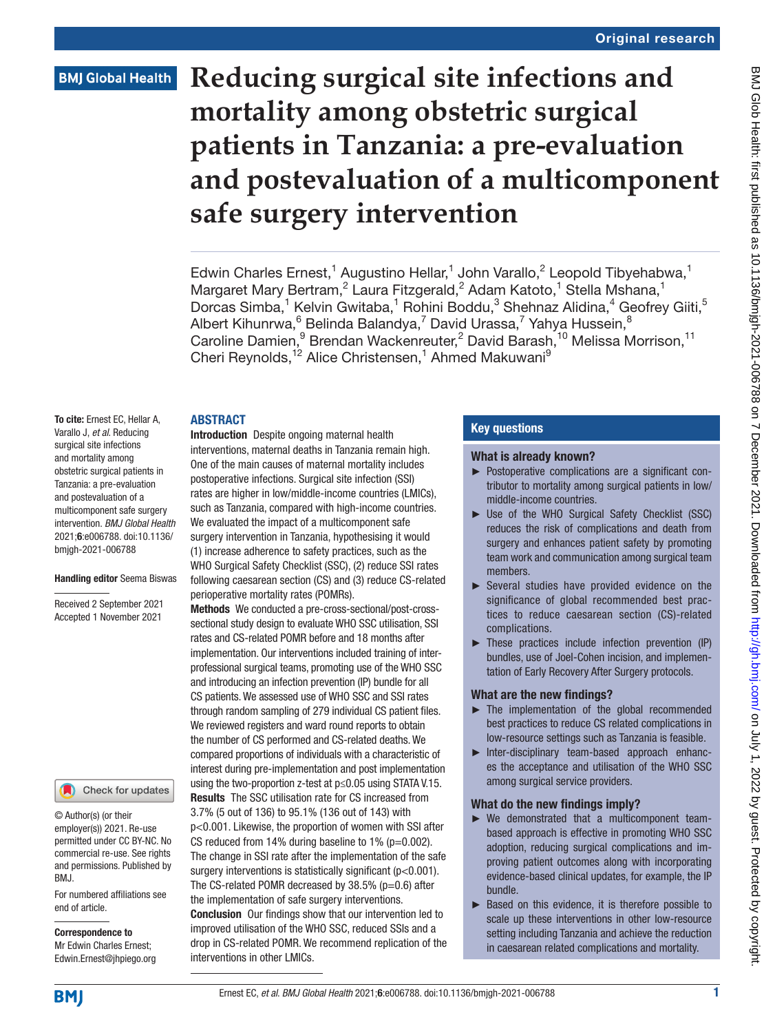# Reducing surgical site infections and mortality among obstetric surgical patients in Tanzania: a pre-evaluation and postevaluation of a multicomponent safe surgery intervention

Edwin Charles Ernest,[1] Augustino Hellar,[1] John Varallo,[2] Leopold Tibyehabwa,[1] Margaret Mary Bertram,[2] Laura Fitzgerald,[2] Adam Katoto,[1] Stella Mshana,[1] Dorcas Simba,[1] Kelvin Gwitaba,[1] Rohini Boddu,[3] Shehnaz Alidina,[4] Geofrey Giiti,[5] Albert Kihunrwa,[6] Belinda Balandya,[7] David Urassa,[7] Yahya Hussein,[8] Caroline Damien,[9] Brendan Wackenreuter,[2] David Barash,[10] Melissa Morrison,[11] Cheri Reynolds,[12] Alice Christensen,[1] Ahmed Makuwani[9]

**To cite:** Ernest EC, Hellar A, Varallo J, *et al*. Reducing surgical site infections and mortality among obstetric surgical patients in Tanzania: a pre-evaluation and postevaluation of a multicomponent safe surgery intervention. *BMJ Global Health* 2021;**6**:e006788. doi:10.1136/bmjgh-2021-006788

**Handling editor** Seema Biswas

Received 2 September 2021
Accepted 1 November 2021

© Author(s) (or their employer(s)) 2021. Re-use permitted under CC BY-NC. No commercial re-use. See rights and permissions. Published by BMJ.

For numbered affiliations see end of article.

**Correspondence to**
Mr Edwin Charles Ernest; Edwin.Ernest@jhpiego.org

## ABSTRACT

**Introduction** Despite ongoing maternal health interventions, maternal deaths in Tanzania remain high. One of the main causes of maternal mortality includes postoperative infections. Surgical site infection (SSI) rates are higher in low/middle-income countries (LMICs), such as Tanzania, compared with high-income countries. We evaluated the impact of a multicomponent safe surgery intervention in Tanzania, hypothesising it would (1) increase adherence to safety practices, such as the WHO Surgical Safety Checklist (SSC), (2) reduce SSI rates following caesarean section (CS) and (3) reduce CS-related perioperative mortality rates (POMRs).

**Methods** We conducted a pre-cross-sectional/post-cross-sectional study design to evaluate WHO SSC utilisation, SSI rates and CS-related POMR before and 18 months after implementation. Our interventions included training of inter-professional surgical teams, promoting use of the WHO SSC and introducing an infection prevention (IP) bundle for all CS patients. We assessed use of WHO SSC and SSI rates through random sampling of 279 individual CS patient files. We reviewed registers and ward round reports to obtain the number of CS performed and CS-related deaths. We compared proportions of individuals with a characteristic of interest during pre-implementation and post implementation using the two-proportion z-test at $p \leq 0.05$ using STATA V.15.

**Results** The SSC utilisation rate for CS increased from 3.7% (5 out of 136) to 95.1% (136 out of 143) with $p<0.001$. Likewise, the proportion of women with SSI after CS reduced from 14% during baseline to 1% ($p=0.002$). The change in SSI rate after the implementation of the safe surgery interventions is statistically significant ($p<0.001$). The CS-related POMR decreased by 38.5% ($p=0.6$) after the implementation of safe surgery interventions.

**Conclusion** Our findings show that our intervention led to improved utilisation of the WHO SSC, reduced SSIs and a drop in CS-related POMR. We recommend replication of the interventions in other LMICs.

## Key questions

### What is already known?

- Postoperative complications are a significant contributor to mortality among surgical patients in low/middle-income countries.
- Use of the WHO Surgical Safety Checklist (SSC) reduces the risk of complications and death from surgery and enhances patient safety by promoting team work and communication among surgical team members.
- Several studies have provided evidence on the significance of global recommended best practices to reduce caesarean section (CS)-related complications.
- These practices include infection prevention (IP) bundles, use of Joel-Cohen incision, and implementation of Early Recovery After Surgery protocols.

### What are the new findings?

- The implementation of the global recommended best practices to reduce CS related complications in low-resource settings such as Tanzania is feasible.
- Inter-disciplinary team-based approach enhances the acceptance and utilisation of the WHO SSC among surgical service providers.

### What do the new findings imply?

- We demonstrated that a multicomponent team-based approach is effective in promoting WHO SSC adoption, reducing surgical complications and improving patient outcomes along with incorporating evidence-based clinical updates, for example, the IP bundle.
- Based on this evidence, it is therefore possible to scale up these interventions in other low-resource setting including Tanzania and achieve the reduction in caesarean related complications and mortality.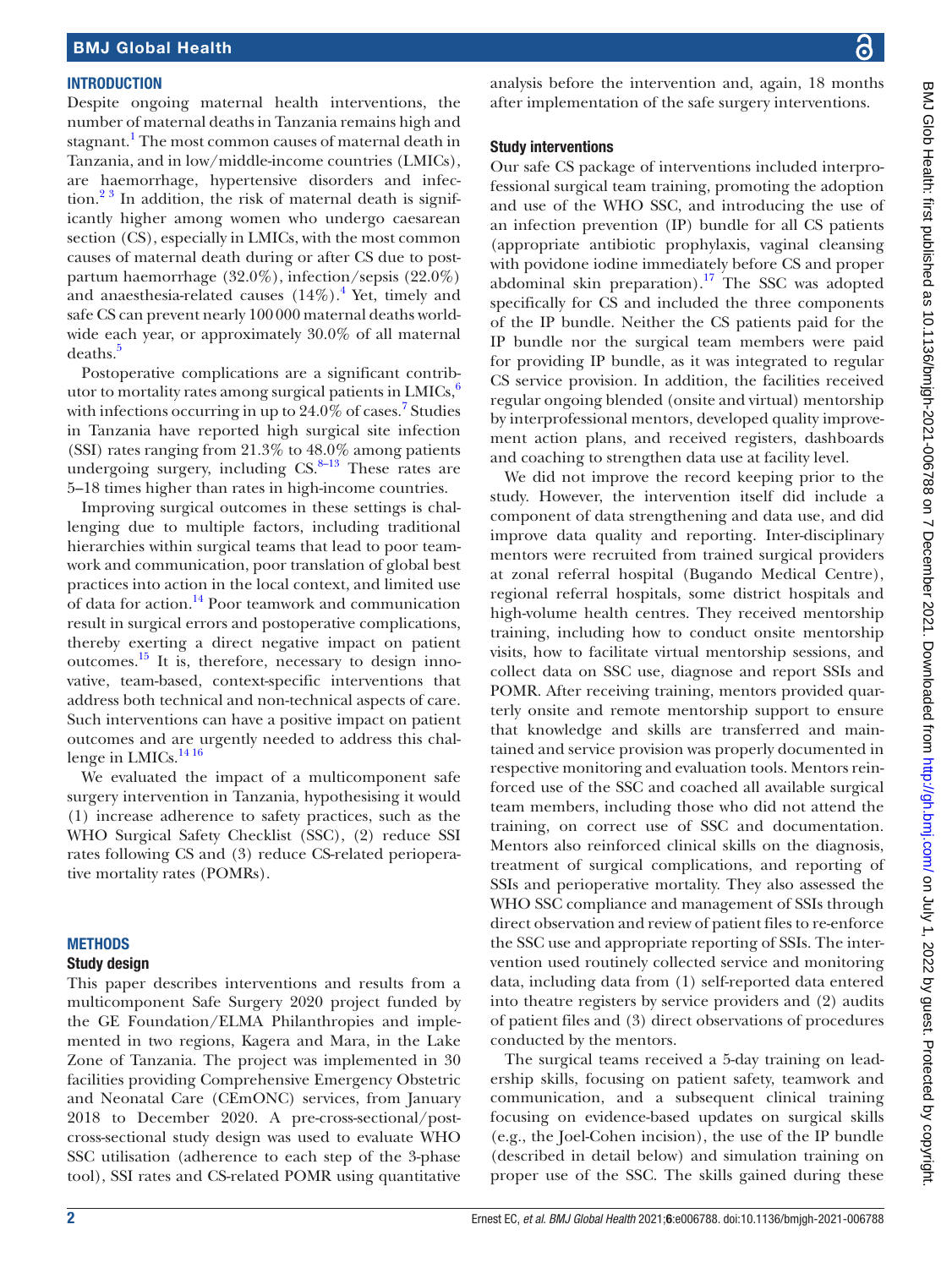## INTRODUCTION

Despite ongoing maternal health interventions, the number of maternal deaths in Tanzania remains high and stagnant.[1] The most common causes of maternal death in Tanzania, and in low/middle-income countries (LMICs), are haemorrhage, hypertensive disorders and infection.[2 3] In addition, the risk of maternal death is significantly higher among women who undergo caesarean section (CS), especially in LMICs, with the most common causes of maternal death during or after CS due to postpartum haemorrhage (32.0%), infection/sepsis (22.0%) and anaesthesia-related causes (14%).[4] Yet, timely and safe CS can prevent nearly 100 000 maternal deaths worldwide each year, or approximately 30.0% of all maternal deaths.[5]

Postoperative complications are a significant contributor to mortality rates among surgical patients in LMICs,[6] with infections occurring in up to 24.0% of cases.[7] Studies in Tanzania have reported high surgical site infection (SSI) rates ranging from 21.3% to 48.0% among patients undergoing surgery, including CS.[8–13] These rates are 5–18 times higher than rates in high-income countries.

Improving surgical outcomes in these settings is challenging due to multiple factors, including traditional hierarchies within surgical teams that lead to poor teamwork and communication, poor translation of global best practices into action in the local context, and limited use of data for action.[14] Poor teamwork and communication result in surgical errors and postoperative complications, thereby exerting a direct negative impact on patient outcomes.[15] It is, therefore, necessary to design innovative, team-based, context-specific interventions that address both technical and non-technical aspects of care. Such interventions can have a positive impact on patient outcomes and are urgently needed to address this challenge in LMICs.[14 16]

We evaluated the impact of a multicomponent safe surgery intervention in Tanzania, hypothesising it would (1) increase adherence to safety practices, such as the WHO Surgical Safety Checklist (SSC), (2) reduce SSI rates following CS and (3) reduce CS-related perioperative mortality rates (POMRs).

## METHODS

### Study design

This paper describes interventions and results from a multicomponent Safe Surgery 2020 project funded by the GE Foundation/ELMA Philanthropies and implemented in two regions, Kagera and Mara, in the Lake Zone of Tanzania. The project was implemented in 30 facilities providing Comprehensive Emergency Obstetric and Neonatal Care (CEmONC) services, from January 2018 to December 2020. A pre-cross-sectional/post-cross-sectional study design was used to evaluate WHO SSC utilisation (adherence to each step of the 3-phase tool), SSI rates and CS-related POMR using quantitative analysis before the intervention and, again, 18 months after implementation of the safe surgery interventions.

### Study interventions

Our safe CS package of interventions included interprofessional surgical team training, promoting the adoption and use of the WHO SSC, and introducing the use of an infection prevention (IP) bundle for all CS patients (appropriate antibiotic prophylaxis, vaginal cleansing with povidone iodine immediately before CS and proper abdominal skin preparation).[17] The SSC was adopted specifically for CS and included the three components of the IP bundle. Neither the CS patients paid for the IP bundle nor the surgical team members were paid for providing IP bundle, as it was integrated to regular CS service provision. In addition, the facilities received regular ongoing blended (onsite and virtual) mentorship by interprofessional mentors, developed quality improvement action plans, and received registers, dashboards and coaching to strengthen data use at facility level.

We did not improve the record keeping prior to the study. However, the intervention itself did include a component of data strengthening and data use, and did improve data quality and reporting. Inter-disciplinary mentors were recruited from trained surgical providers at zonal referral hospital (Bugando Medical Centre), regional referral hospitals, some district hospitals and high-volume health centres. They received mentorship training, including how to conduct onsite mentorship visits, how to facilitate virtual mentorship sessions, and collect data on SSC use, diagnose and report SSIs and POMR. After receiving training, mentors provided quarterly onsite and remote mentorship support to ensure that knowledge and skills are transferred and maintained and service provision was properly documented in respective monitoring and evaluation tools. Mentors reinforced use of the SSC and coached all available surgical team members, including those who did not attend the training, on correct use of SSC and documentation. Mentors also reinforced clinical skills on the diagnosis, treatment of surgical complications, and reporting of SSIs and perioperative mortality. They also assessed the WHO SSC compliance and management of SSIs through direct observation and review of patient files to re-enforce the SSC use and appropriate reporting of SSIs. The intervention used routinely collected service and monitoring data, including data from (1) self-reported data entered into theatre registers by service providers and (2) audits of patient files and (3) direct observations of procedures conducted by the mentors.

The surgical teams received a 5-day training on leadership skills, focusing on patient safety, teamwork and communication, and a subsequent clinical training focusing on evidence-based updates on surgical skills (e.g., the Joel-Cohen incision), the use of the IP bundle (described in detail below) and simulation training on proper use of the SSC. The skills gained during these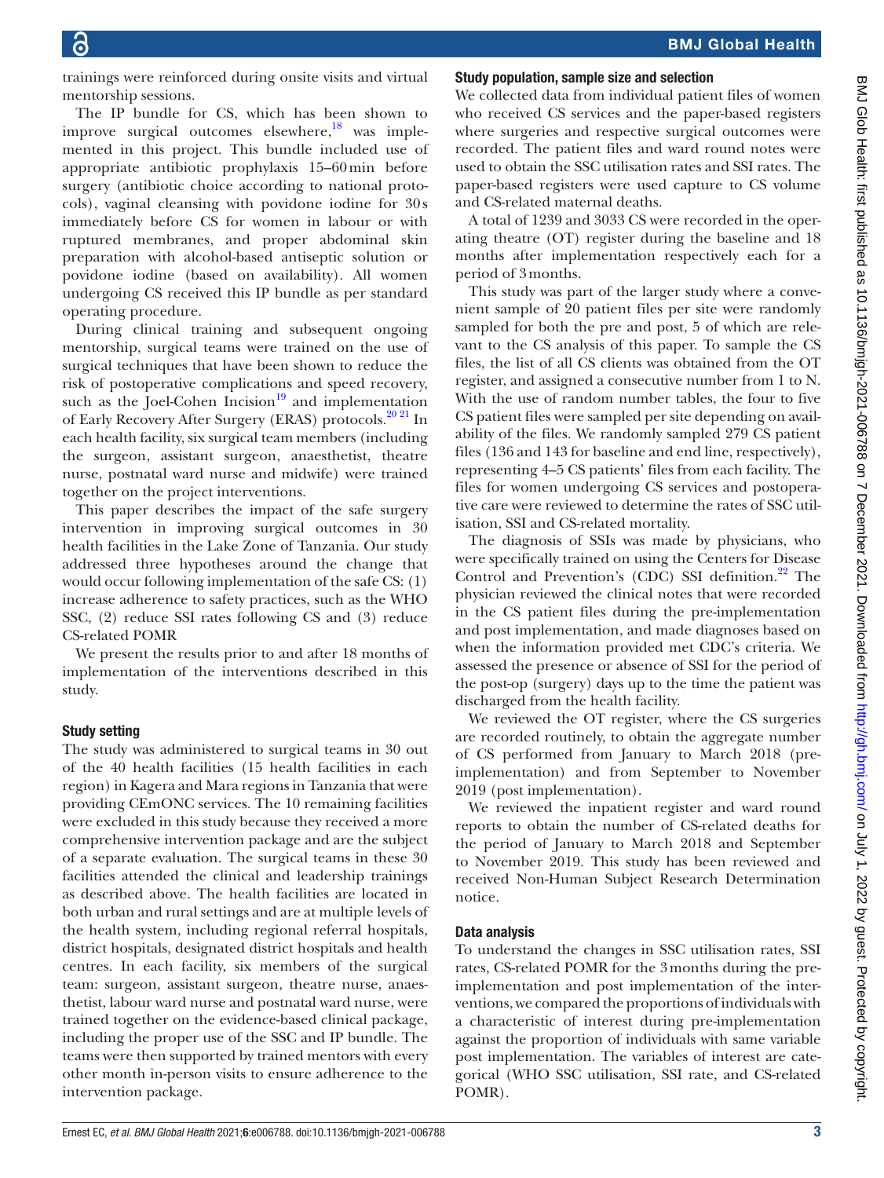trainings were reinforced during onsite visits and virtual mentorship sessions.

The IP bundle for CS, which has been shown to improve surgical outcomes elsewhere,[18] was implemented in this project. This bundle included use of appropriate antibiotic prophylaxis 15–60 min before surgery (antibiotic choice according to national protocols), vaginal cleansing with povidone iodine for 30 s immediately before CS for women in labour or with ruptured membranes, and proper abdominal skin preparation with alcohol-based antiseptic solution or povidone iodine (based on availability). All women undergoing CS received this IP bundle as per standard operating procedure.

During clinical training and subsequent ongoing mentorship, surgical teams were trained on the use of surgical techniques that have been shown to reduce the risk of postoperative complications and speed recovery, such as the Joel-Cohen Incision[19] and implementation of Early Recovery After Surgery (ERAS) protocols.[20 21] In each health facility, six surgical team members (including the surgeon, assistant surgeon, anaesthetist, theatre nurse, postnatal ward nurse and midwife) were trained together on the project interventions.

This paper describes the impact of the safe surgery intervention in improving surgical outcomes in 30 health facilities in the Lake Zone of Tanzania. Our study addressed three hypotheses around the change that would occur following implementation of the safe CS: (1) increase adherence to safety practices, such as the WHO SSC, (2) reduce SSI rates following CS and (3) reduce CS-related POMR

We present the results prior to and after 18 months of implementation of the interventions described in this study.

## Study setting

The study was administered to surgical teams in 30 out of the 40 health facilities (15 health facilities in each region) in Kagera and Mara regions in Tanzania that were providing CEmONC services. The 10 remaining facilities were excluded in this study because they received a more comprehensive intervention package and are the subject of a separate evaluation. The surgical teams in these 30 facilities attended the clinical and leadership trainings as described above. The health facilities are located in both urban and rural settings and are at multiple levels of the health system, including regional referral hospitals, district hospitals, designated district hospitals and health centres. In each facility, six members of the surgical team: surgeon, assistant surgeon, theatre nurse, anaesthetist, labour ward nurse and postnatal ward nurse, were trained together on the evidence-based clinical package, including the proper use of the SSC and IP bundle. The teams were then supported by trained mentors with every other month in-person visits to ensure adherence to the intervention package.

## Study population, sample size and selection

We collected data from individual patient files of women who received CS services and the paper-based registers where surgeries and respective surgical outcomes were recorded. The patient files and ward round notes were used to obtain the SSC utilisation rates and SSI rates. The paper-based registers were used capture to CS volume and CS-related maternal deaths.

A total of 1239 and 3033 CS were recorded in the operating theatre (OT) register during the baseline and 18 months after implementation respectively each for a period of 3 months.

This study was part of the larger study where a convenient sample of 20 patient files per site were randomly sampled for both the pre and post, 5 of which are relevant to the CS analysis of this paper. To sample the CS files, the list of all CS clients was obtained from the OT register, and assigned a consecutive number from 1 to N. With the use of random number tables, the four to five CS patient files were sampled per site depending on availability of the files. We randomly sampled 279 CS patient files (136 and 143 for baseline and end line, respectively), representing 4–5 CS patients' files from each facility. The files for women undergoing CS services and postoperative care were reviewed to determine the rates of SSC utilisation, SSI and CS-related mortality.

The diagnosis of SSIs was made by physicians, who were specifically trained on using the Centers for Disease Control and Prevention's (CDC) SSI definition.[22] The physician reviewed the clinical notes that were recorded in the CS patient files during the pre-implementation and post implementation, and made diagnoses based on when the information provided met CDC's criteria. We assessed the presence or absence of SSI for the period of the post-op (surgery) days up to the time the patient was discharged from the health facility.

We reviewed the OT register, where the CS surgeries are recorded routinely, to obtain the aggregate number of CS performed from January to March 2018 (pre-implementation) and from September to November 2019 (post implementation).

We reviewed the inpatient register and ward round reports to obtain the number of CS-related deaths for the period of January to March 2018 and September to November 2019. This study has been reviewed and received Non-Human Subject Research Determination notice.

## Data analysis

To understand the changes in SSC utilisation rates, SSI rates, CS-related POMR for the 3 months during the pre-implementation and post implementation of the interventions, we compared the proportions of individuals with a characteristic of interest during pre-implementation against the proportion of individuals with same variable post implementation. The variables of interest are categorical (WHO SSC utilisation, SSI rate, and CS-related POMR).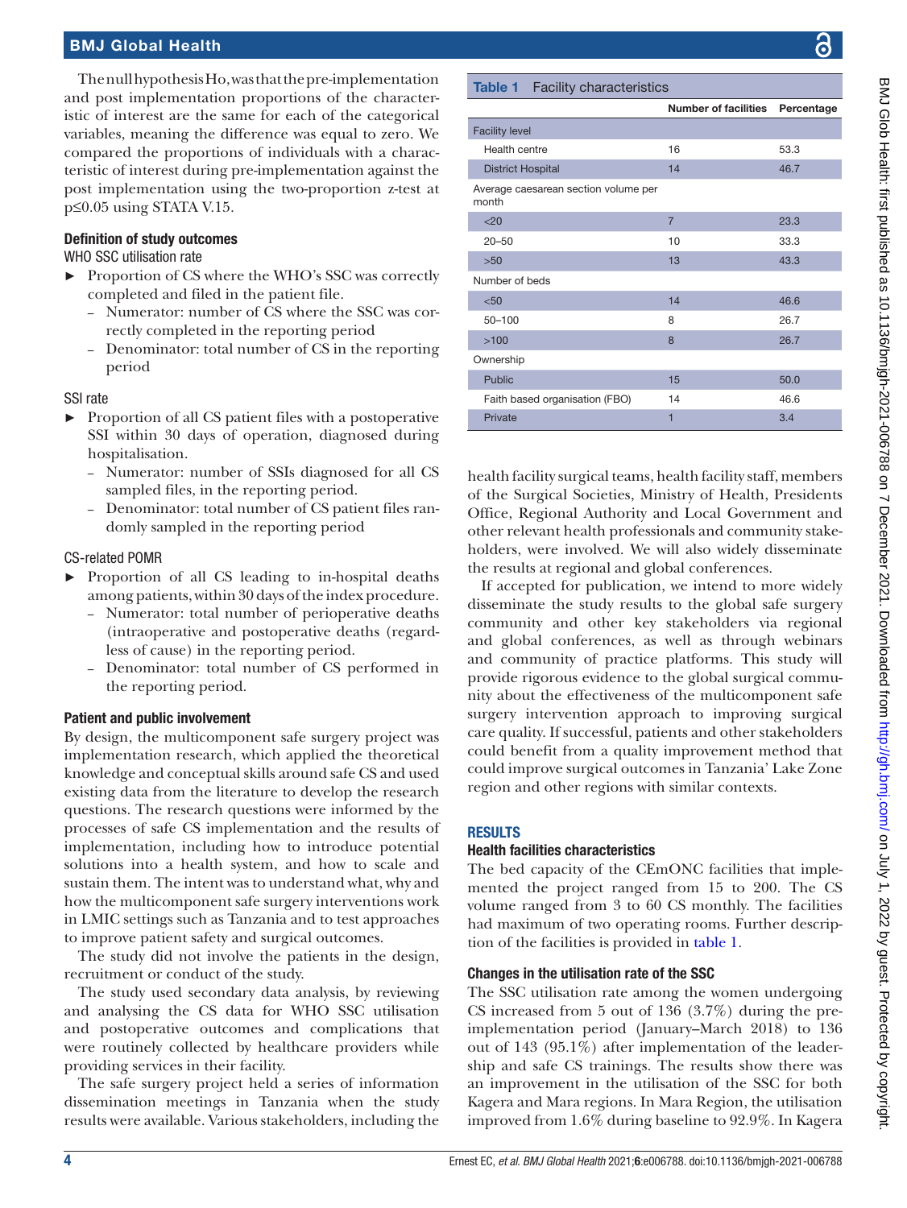The null hypothesis Ho, was that the pre-implementation and post implementation proportions of the characteristic of interest are the same for each of the categorical variables, meaning the difference was equal to zero. We compared the proportions of individuals with a characteristic of interest during pre-implementation against the post implementation using the two-proportion z-test at p≤0.05 using STATA V.15.

### Definition of study outcomes

WHO SSC utilisation rate

- Proportion of CS where the WHO's SSC was correctly completed and filed in the patient file.
  - Numerator: number of CS where the SSC was correctly completed in the reporting period
  - Denominator: total number of CS in the reporting period

SSI rate

- Proportion of all CS patient files with a postoperative SSI within 30 days of operation, diagnosed during hospitalisation.
  - Numerator: number of SSIs diagnosed for all CS sampled files, in the reporting period.
  - Denominator: total number of CS patient files randomly sampled in the reporting period

CS-related POMR

- Proportion of all CS leading to in-hospital deaths among patients, within 30 days of the index procedure.
  - Numerator: total number of perioperative deaths (intraoperative and postoperative deaths (regardless of cause) in the reporting period.
  - Denominator: total number of CS performed in the reporting period.

### Patient and public involvement

By design, the multicomponent safe surgery project was implementation research, which applied the theoretical knowledge and conceptual skills around safe CS and used existing data from the literature to develop the research questions. The research questions were informed by the processes of safe CS implementation and the results of implementation, including how to introduce potential solutions into a health system, and how to scale and sustain them. The intent was to understand what, why and how the multicomponent safe surgery interventions work in LMIC settings such as Tanzania and to test approaches to improve patient safety and surgical outcomes.

The study did not involve the patients in the design, recruitment or conduct of the study.

The study used secondary data analysis, by reviewing and analysing the CS data for WHO SSC utilisation and postoperative outcomes and complications that were routinely collected by healthcare providers while providing services in their facility.

The safe surgery project held a series of information dissemination meetings in Tanzania when the study results were available. Various stakeholders, including the health facility surgical teams, health facility staff, members of the Surgical Societies, Ministry of Health, Presidents Office, Regional Authority and Local Government and other relevant health professionals and community stakeholders, were involved. We will also widely disseminate the results at regional and global conferences.

If accepted for publication, we intend to more widely disseminate the study results to the global safe surgery community and other key stakeholders via regional and global conferences, as well as through webinars and community of practice platforms. This study will provide rigorous evidence to the global surgical community about the effectiveness of the multicomponent safe surgery intervention approach to improving surgical care quality. If successful, patients and other stakeholders could benefit from a quality improvement method that could improve surgical outcomes in Tanzania' Lake Zone region and other regions with similar contexts.

**Table 1** Facility characteristics

| | Number of facilities | Percentage |
|---|---|---|
| **Facility level** | | |
| Health centre | 16 | 53.3 |
| District Hospital | 14 | 46.7 |
| **Average caesarean section volume per month** | | |
| <20 | 7 | 23.3 |
| 20–50 | 10 | 33.3 |
| >50 | 13 | 43.3 |
| **Number of beds** | | |
| <50 | 14 | 46.6 |
| 50–100 | 8 | 26.7 |
| >100 | 8 | 26.7 |
| **Ownership** | | |
| Public | 15 | 50.0 |
| Faith based organisation (FBO) | 14 | 46.6 |
| Private | 1 | 3.4 |

## RESULTS

### Health facilities characteristics

The bed capacity of the CEmONC facilities that implemented the project ranged from 15 to 200. The CS volume ranged from 3 to 60 CS monthly. The facilities had maximum of two operating rooms. Further description of the facilities is provided in table 1.

### Changes in the utilisation rate of the SSC

The SSC utilisation rate among the women undergoing CS increased from 5 out of 136 (3.7%) during the pre-implementation period (January–March 2018) to 136 out of 143 (95.1%) after implementation of the leadership and safe CS trainings. The results show there was an improvement in the utilisation of the SSC for both Kagera and Mara regions. In Mara Region, the utilisation improved from 1.6% during baseline to 92.9%. In Kagera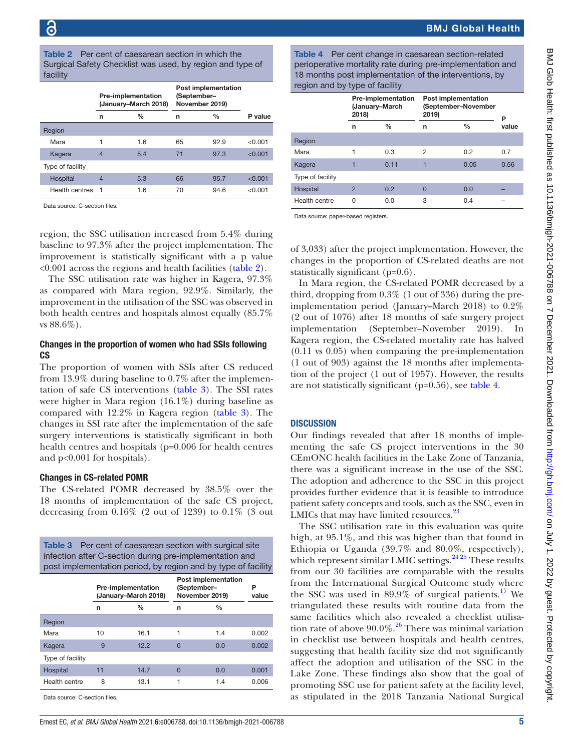Table 2 Per cent of caesarean section in which the Surgical Safety Checklist was used, by region and type of facility

| | Pre-implementation (January–March 2018) | | Post implementation (September–November 2019) | | |
|---|---|---|---|---|---|
| | n | % | n | % | P value |
| Region | | | | | |
| Mara | 1 | 1.6 | 65 | 92.9 | <0.001 |
| Kagera | 4 | 5.4 | 71 | 97.3 | <0.001 |
| Type of facility | | | | | |
| Hospital | 4 | 5.3 | 66 | 95.7 | <0.001 |
| Health centres | 1 | 1.6 | 70 | 94.6 | <0.001 |

Data source: C-section files.

region, the SSC utilisation increased from 5.4% during baseline to 97.3% after the project implementation. The improvement is statistically significant with a p value <0.001 across the regions and health facilities (table 2).

The SSC utilisation rate was higher in Kagera, 97.3% as compared with Mara region, 92.9%. Similarly, the improvement in the utilisation of the SSC was observed in both health centres and hospitals almost equally (85.7% vs 88.6%).

### Changes in the proportion of women who had SSIs following CS

The proportion of women with SSIs after CS reduced from 13.9% during baseline to 0.7% after the implementation of safe CS interventions (table 3). The SSI rates were higher in Mara region (16.1%) during baseline as compared with 12.2% in Kagera region (table 3). The changes in SSI rate after the implementation of the safe surgery interventions is statistically significant in both health centres and hospitals (p=0.006 for health centres and p<0.001 for hospitals).

### Changes in CS-related POMR

The CS-related POMR decreased by 38.5% over the 18 months of implementation of the safe CS project, decreasing from 0.16% (2 out of 1239) to 0.1% (3 out of 3,033) after the project implementation. However, the changes in the proportion of CS-related deaths are not statistically significant (p=0.6).

Table 3 Per cent of caesarean section with surgical site infection after C-section during pre-implementation and post implementation period, by region and by type of facility

| | Pre-implementation (January–March 2018) | | Post implementation (September–November 2019) | | P value |
|---|---|---|---|---|---|
| | n | % | n | % | |
| Region | | | | | |
| Mara | 10 | 16.1 | 1 | 1.4 | 0.002 |
| Kagera | 9 | 12.2 | 0 | 0.0 | 0.002 |
| Type of facility | | | | | |
| Hospital | 11 | 14.7 | 0 | 0.0 | 0.001 |
| Health centre | 8 | 13.1 | 1 | 1.4 | 0.006 |

Data source: C-section files.

Table 4 Per cent change in caesarean section-related perioperative mortality rate during pre-implementation and 18 months post implementation of the interventions, by region and by type of facility

| | Pre-implementation (January–March 2018) | | Post implementation (September–November 2019) | | P value |
|---|---|---|---|---|---|
| | n | % | n | % | |
| Region | | | | | |
| Mara | 1 | 0.3 | 2 | 0.2 | 0.7 |
| Kagera | 1 | 0.11 | 1 | 0.05 | 0.56 |
| Type of facility | | | | | |
| Hospital | 2 | 0.2 | 0 | 0.0 | – |
| Health centre | 0 | 0.0 | 3 | 0.4 | – |

Data source: paper-based registers.

In Mara region, the CS-related POMR decreased by a third, dropping from 0.3% (1 out of 336) during the pre-implementation period (January–March 2018) to 0.2% (2 out of 1076) after 18 months of safe surgery project implementation (September–November 2019). In Kagera region, the CS-related mortality rate has halved (0.11 vs 0.05) when comparing the pre-implementation (1 out of 903) against the 18 months after implementation of the project (1 out of 1957). However, the results are not statistically significant (p=0.56), see table 4.

## DISCUSSION

Our findings revealed that after 18 months of implementing the safe CS project interventions in the 30 CEmONC health facilities in the Lake Zone of Tanzania, there was a significant increase in the use of the SSC. The adoption and adherence to the SSC in this project provides further evidence that it is feasible to introduce patient safety concepts and tools, such as the SSC, even in LMICs that may have limited resources.[23]

The SSC utilisation rate in this evaluation was quite high, at 95.1%, and this was higher than that found in Ethiopia or Uganda (39.7% and 80.0%, respectively), which represent similar LMIC settings.[24 25] These results from our 30 facilities are comparable with the results from the International Surgical Outcome study where the SSC was used in 89.9% of surgical patients.[17] We triangulated these results with routine data from the same facilities which also revealed a checklist utilisation rate of above 90.0%.[26] There was minimal variation in checklist use between hospitals and health centres, suggesting that health facility size did not significantly affect the adoption and utilisation of the SSC in the Lake Zone. These findings also show that the goal of promoting SSC use for patient safety at the facility level, as stipulated in the 2018 Tanzania National Surgical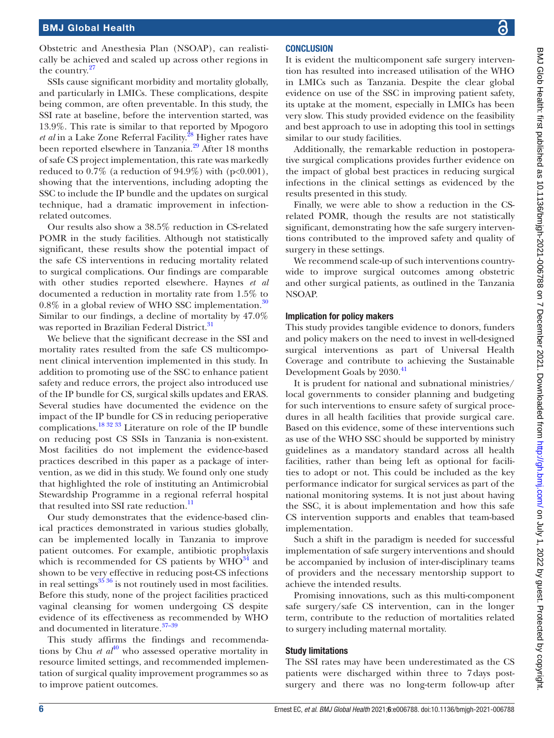Obstetric and Anesthesia Plan (NSOAP), can realistically be achieved and scaled up across other regions in the country.[27]

SSIs cause significant morbidity and mortality globally, and particularly in LMICs. These complications, despite being common, are often preventable. In this study, the SSI rate at baseline, before the intervention started, was 13.9%. This rate is similar to that reported by Mpogoro *et al* in a Lake Zone Referral Facility.[28] Higher rates have been reported elsewhere in Tanzania.[29] After 18 months of safe CS project implementation, this rate was markedly reduced to 0.7% (a reduction of 94.9%) with ($p<0.001$), showing that the interventions, including adopting the SSC to include the IP bundle and the updates on surgical technique, had a dramatic improvement in infection-related outcomes.

Our results also show a 38.5% reduction in CS-related POMR in the study facilities. Although not statistically significant, these results show the potential impact of the safe CS interventions in reducing mortality related to surgical complications. Our findings are comparable with other studies reported elsewhere. Haynes *et al* documented a reduction in mortality rate from 1.5% to 0.8% in a global review of WHO SSC implementation.[30] Similar to our findings, a decline of mortality by 47.0% was reported in Brazilian Federal District.[31]

We believe that the significant decrease in the SSI and mortality rates resulted from the safe CS multicomponent clinical intervention implemented in this study. In addition to promoting use of the SSC to enhance patient safety and reduce errors, the project also introduced use of the IP bundle for CS, surgical skills updates and ERAS. Several studies have documented the evidence on the impact of the IP bundle for CS in reducing perioperative complications.[18,32,33] Literature on role of the IP bundle on reducing post CS SSIs in Tanzania is non-existent. Most facilities do not implement the evidence-based practices described in this paper as a package of intervention, as we did in this study. We found only one study that highlighted the role of instituting an Antimicrobial Stewardship Programme in a regional referral hospital that resulted into SSI rate reduction.[11]

Our study demonstrates that the evidence-based clinical practices demonstrated in various studies globally, can be implemented locally in Tanzania to improve patient outcomes. For example, antibiotic prophylaxis which is recommended for CS patients by WHO[34] and shown to be very effective in reducing post-CS infections in real settings[35,36] is not routinely used in most facilities. Before this study, none of the project facilities practiced vaginal cleansing for women undergoing CS despite evidence of its effectiveness as recommended by WHO and documented in literature.[37–39]

This study affirms the findings and recommendations by Chu *et al*[40] who assessed operative mortality in resource limited settings, and recommended implementation of surgical quality improvement programmes so as to improve patient outcomes.

## CONCLUSION

It is evident the multicomponent safe surgery intervention has resulted into increased utilisation of the WHO in LMICs such as Tanzania. Despite the clear global evidence on use of the SSC in improving patient safety, its uptake at the moment, especially in LMICs has been very slow. This study provided evidence on the feasibility and best approach to use in adopting this tool in settings similar to our study facilities.

Additionally, the remarkable reduction in postoperative surgical complications provides further evidence on the impact of global best practices in reducing surgical infections in the clinical settings as evidenced by the results presented in this study.

Finally, we were able to show a reduction in the CS-related POMR, though the results are not statistically significant, demonstrating how the safe surgery interventions contributed to the improved safety and quality of surgery in these settings.

We recommend scale-up of such interventions countrywide to improve surgical outcomes among obstetric and other surgical patients, as outlined in the Tanzania NSOAP.

### Implication for policy makers

This study provides tangible evidence to donors, funders and policy makers on the need to invest in well-designed surgical interventions as part of Universal Health Coverage and contribute to achieving the Sustainable Development Goals by 2030.[41]

It is prudent for national and subnational ministries/local governments to consider planning and budgeting for such interventions to ensure safety of surgical procedures in all health facilities that provide surgical care. Based on this evidence, some of these interventions such as use of the WHO SSC should be supported by ministry guidelines as a mandatory standard across all health facilities, rather than being left as optional for facilities to adopt or not. This could be included as the key performance indicator for surgical services as part of the national monitoring systems. It is not just about having the SSC, it is about implementation and how this safe CS intervention supports and enables that team-based implementation.

Such a shift in the paradigm is needed for successful implementation of safe surgery interventions and should be accompanied by inclusion of inter-disciplinary teams of providers and the necessary mentorship support to achieve the intended results.

Promising innovations, such as this multi-component safe surgery/safe CS intervention, can in the longer term, contribute to the reduction of mortalities related to surgery including maternal mortality.

### Study limitations

The SSI rates may have been underestimated as the CS patients were discharged within three to 7 days post-surgery and there was no long-term follow-up after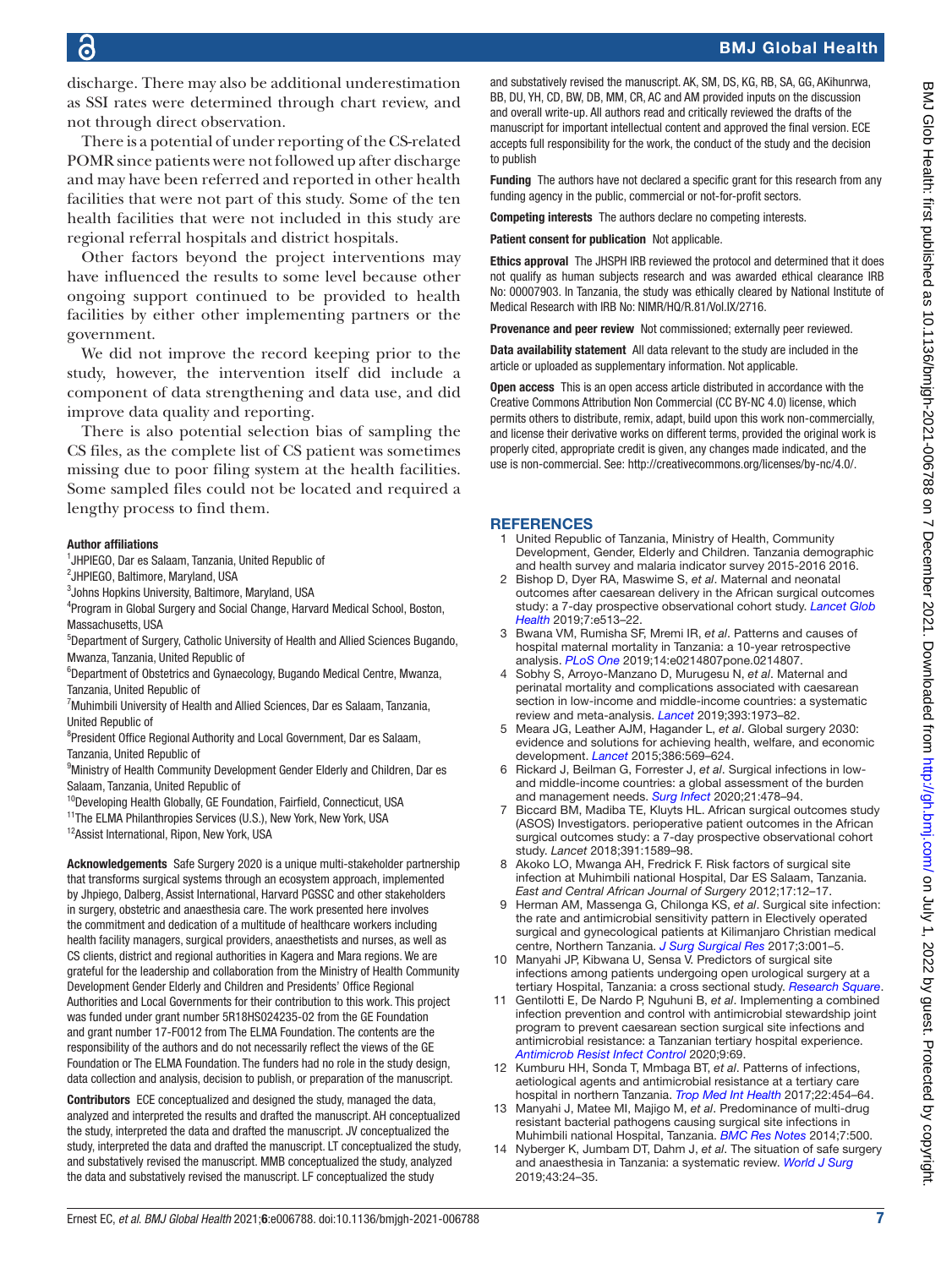discharge. There may also be additional underestimation as SSI rates were determined through chart review, and not through direct observation.

There is a potential of under reporting of the CS-related POMR since patients were not followed up after discharge and may have been referred and reported in other health facilities that were not part of this study. Some of the ten health facilities that were not included in this study are regional referral hospitals and district hospitals.

Other factors beyond the project interventions may have influenced the results to some level because other ongoing support continued to be provided to health facilities by either other implementing partners or the government.

We did not improve the record keeping prior to the study, however, the intervention itself did include a component of data strengthening and data use, and did improve data quality and reporting.

There is also potential selection bias of sampling the CS files, as the complete list of CS patient was sometimes missing due to poor filing system at the health facilities. Some sampled files could not be located and required a lengthy process to find them.

#### Author affiliations

[1]JHPIEGO, Dar es Salaam, Tanzania, United Republic of
[2]JHPIEGO, Baltimore, Maryland, USA
[3]Johns Hopkins University, Baltimore, Maryland, USA
[4]Program in Global Surgery and Social Change, Harvard Medical School, Boston, Massachusetts, USA
[5]Department of Surgery, Catholic University of Health and Allied Sciences Bugando, Mwanza, Tanzania, United Republic of
[6]Department of Obstetrics and Gynaecology, Bugando Medical Centre, Mwanza, Tanzania, United Republic of
[7]Muhimbili University of Health and Allied Sciences, Dar es Salaam, Tanzania, United Republic of
[8]President Office Regional Authority and Local Government, Dar es Salaam, Tanzania, United Republic of
[9]Ministry of Health Community Development Gender Elderly and Children, Dar es Salaam, Tanzania, United Republic of
[10]Developing Health Globally, GE Foundation, Fairfield, Connecticut, USA
[11]The ELMA Philanthropies Services (U.S.), New York, New York, USA
[12]Assist International, Ripon, New York, USA

**Acknowledgements** Safe Surgery 2020 is a unique multi-stakeholder partnership that transforms surgical systems through an ecosystem approach, implemented by Jhpiego, Dalberg, Assist International, Harvard PGSSC and other stakeholders in surgery, obstetric and anaesthesia care. The work presented here involves the commitment and dedication of a multitude of healthcare workers including health facility managers, surgical providers, anaesthetists and nurses, as well as CS clients, district and regional authorities in Kagera and Mara regions. We are grateful for the leadership and collaboration from the Ministry of Health Community Development Gender Elderly and Children and Presidents' Office Regional Authorities and Local Governments for their contribution to this work. This project was funded under grant number 5R18HS024235-02 from the GE Foundation and grant number 17-F0012 from The ELMA Foundation. The contents are the responsibility of the authors and do not necessarily reflect the views of the GE Foundation or The ELMA Foundation. The funders had no role in the study design, data collection and analysis, decision to publish, or preparation of the manuscript.

**Contributors** ECE conceptualized and designed the study, managed the data, analyzed and interpreted the results and drafted the manuscript. AH conceptualized the study, interpreted the data and drafted the manuscript. JV conceptualized the study, interpreted the data and drafted the manuscript. LT conceptualized the study, and substatively revised the manuscript. MMB conceptualized the study, analyzed the data and substatively revised the manuscript. LF conceptualized the study and substatively revised the manuscript. AK, SM, DS, KG, RB, SA, GG, AKihunrwa, BB, DU, YH, CD, BW, DB, MM, CR, AC and AM provided inputs on the discussion and overall write-up. All authors read and critically reviewed the drafts of the manuscript for important intellectual content and approved the final version. ECE accepts full responsibility for the work, the conduct of the study and the decision to publish

**Funding** The authors have not declared a specific grant for this research from any funding agency in the public, commercial or not-for-profit sectors.

**Competing interests** The authors declare no competing interests.

**Patient consent for publication** Not applicable.

**Ethics approval** The JHSPH IRB reviewed the protocol and determined that it does not qualify as human subjects research and was awarded ethical clearance IRB No: 00007903. In Tanzania, the study was ethically cleared by National Institute of Medical Research with IRB No: NIMR/HQ/R.81/Vol.IX/2716.

**Provenance and peer review** Not commissioned; externally peer reviewed.

**Data availability statement** All data relevant to the study are included in the article or uploaded as supplementary information. Not applicable.

**Open access** This is an open access article distributed in accordance with the Creative Commons Attribution Non Commercial (CC BY-NC 4.0) license, which permits others to distribute, remix, adapt, build upon this work non-commercially, and license their derivative works on different terms, provided the original work is properly cited, appropriate credit is given, any changes made indicated, and the use is non-commercial. See: http://creativecommons.org/licenses/by-nc/4.0/.

## REFERENCES

1. United Republic of Tanzania, Ministry of Health, Community Development, Gender, Elderly and Children. Tanzania demographic and health survey and malaria indicator survey 2015-2016 2016.
2. Bishop D, Dyer RA, Maswime S, *et al*. Maternal and neonatal outcomes after caesarean delivery in the African surgical outcomes study: a 7-day prospective observational cohort study. *Lancet Glob Health* 2019;7:e513–22.
3. Bwana VM, Rumisha SF, Mremi IR, *et al*. Patterns and causes of hospital maternal mortality in Tanzania: a 10-year retrospective analysis. *PLoS One* 2019;14:e0214807pone.0214807.
4. Sobhy S, Arroyo-Manzano D, Murugesu N, *et al*. Maternal and perinatal mortality and complications associated with caesarean section in low-income and middle-income countries: a systematic review and meta-analysis. *Lancet* 2019;393:1973–82.
5. Meara JG, Leather AJM, Hagander L, *et al*. Global surgery 2030: evidence and solutions for achieving health, welfare, and economic development. *Lancet* 2015;386:569–624.
6. Rickard J, Beilman G, Forrester J, *et al*. Surgical infections in low- and middle-income countries: a global assessment of the burden and management needs. *Surg Infect* 2020;21:478–94.
7. Biccard BM, Madiba TE, Kluyts HL. African surgical outcomes study (ASOS) Investigators. perioperative patient outcomes in the African surgical outcomes study: a 7-day prospective observational cohort study. *Lancet* 2018;391:1589–98.
8. Akoko LO, Mwanga AH, Fredrick F. Risk factors of surgical site infection at Muhimbili national Hospital, Dar ES Salaam, Tanzania. *East and Central African Journal of Surgery* 2012;17:12–17.
9. Herman AM, Massenga G, Chilonga KS, *et al*. Surgical site infection: the rate and antimicrobial sensitivity pattern in Electively operated surgical and gynecological patients at Kilimanjaro Christian medical centre, Northern Tanzania. *J Surg Surgical Res* 2017;3:001–5.
10. Manyahi JP, Kibwana U, Sensa V. Predictors of surgical site infections among patients undergoing open urological surgery at a tertiary Hospital, Tanzania: a cross sectional study. *Research Square*.
11. Gentilotti E, De Nardo P, Nguhuni B, *et al*. Implementing a combined infection prevention and control with antimicrobial stewardship joint program to prevent caesarean section surgical site infections and antimicrobial resistance: a Tanzanian tertiary hospital experience. *Antimicrob Resist Infect Control* 2020;9:69.
12. Kumburu HH, Sonda T, Mmbaga BT, *et al*. Patterns of infections, aetiological agents and antimicrobial resistance at a tertiary care hospital in northern Tanzania. *Trop Med Int Health* 2017;22:454–64.
13. Manyahi J, Matee MI, Majigo M, *et al*. Predominance of multi-drug resistant bacterial pathogens causing surgical site infections in Muhimbili national Hospital, Tanzania. *BMC Res Notes* 2014;7:500.
14. Nyberger K, Jumbam DT, Dahm J, *et al*. The situation of safe surgery and anaesthesia in Tanzania: a systematic review. *World J Surg* 2019;43:24–35.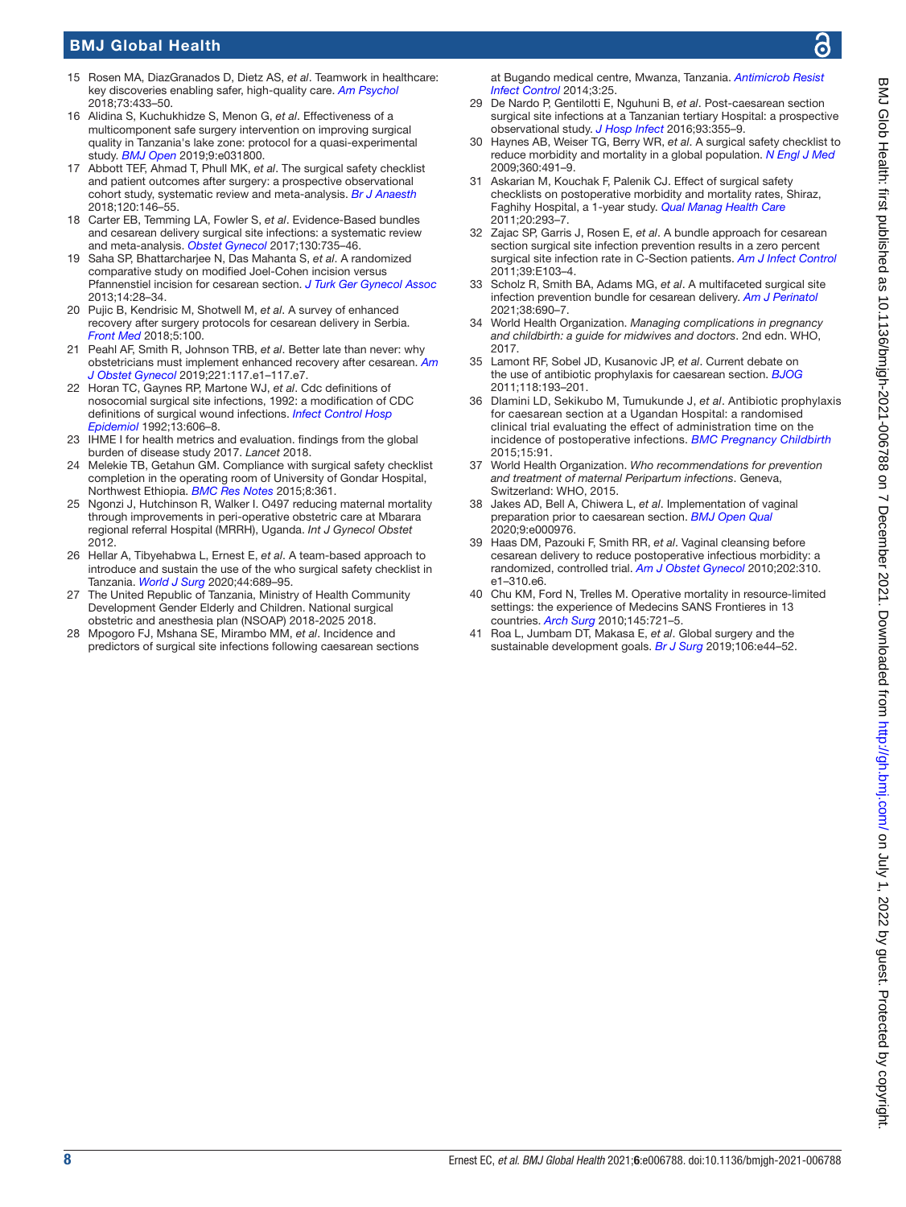15 Rosen MA, DiazGranados D, Dietz AS, *et al*. Teamwork in healthcare: key discoveries enabling safer, high-quality care. *Am Psychol* 2018;73:433–50.
16 Alidina S, Kuchukhidze S, Menon G, *et al*. Effectiveness of a multicomponent safe surgery intervention on improving surgical quality in Tanzania's lake zone: protocol for a quasi-experimental study. *BMJ Open* 2019;9:e031800.
17 Abbott TEF, Ahmad T, Phull MK, *et al*. The surgical safety checklist and patient outcomes after surgery: a prospective observational cohort study, systematic review and meta-analysis. *Br J Anaesth* 2018;120:146–55.
18 Carter EB, Temming LA, Fowler S, *et al*. Evidence-Based bundles and cesarean delivery surgical site infections: a systematic review and meta-analysis. *Obstet Gynecol* 2017;130:735–46.
19 Saha SP, Bhattarcharjee N, Das Mahanta S, *et al*. A randomized comparative study on modified Joel-Cohen incision versus Pfannenstiel incision for cesarean section. *J Turk Ger Gynecol Assoc* 2013;14:28–34.
20 Pujic B, Kendrisic M, Shotwell M, *et al*. A survey of enhanced recovery after surgery protocols for cesarean delivery in Serbia. *Front Med* 2018;5:100.
21 Peahl AF, Smith R, Johnson TRB, *et al*. Better late than never: why obstetricians must implement enhanced recovery after cesarean. *Am J Obstet Gynecol* 2019;221:117.e1–117.e7.
22 Horan TC, Gaynes RP, Martone WJ, *et al*. Cdc definitions of nosocomial surgical site infections, 1992: a modification of CDC definitions of surgical wound infections. *Infect Control Hosp Epidemiol* 1992;13:606–8.
23 IHME I for health metrics and evaluation. findings from the global burden of disease study 2017. *Lancet* 2018.
24 Melekie TB, Getahun GM. Compliance with surgical safety checklist completion in the operating room of University of Gondar Hospital, Northwest Ethiopia. *BMC Res Notes* 2015;8:361.
25 Ngonzi J, Hutchinson R, Walker I. O497 reducing maternal mortality through improvements in peri-operative obstetric care at Mbarara regional referral Hospital (MRRH), Uganda. *Int J Gynecol Obstet* 2012.
26 Hellar A, Tibyehabwa L, Ernest E, *et al*. A team-based approach to introduce and sustain the use of the who surgical safety checklist in Tanzania. *World J Surg* 2020;44:689–95.
27 The United Republic of Tanzania, Ministry of Health Community Development Gender Elderly and Children. National surgical obstetric and anesthesia plan (NSOAP) 2018-2025 2018.
28 Mpogoro FJ, Mshana SE, Mirambo MM, *et al*. Incidence and predictors of surgical site infections following caesarean sections at Bugando medical centre, Mwanza, Tanzania. *Antimicrob Resist Infect Control* 2014;3:25.
29 De Nardo P, Gentilotti E, Nguhuni B, *et al*. Post-caesarean section surgical site infections at a Tanzanian tertiary Hospital: a prospective observational study. *J Hosp Infect* 2016;93:355–9.
30 Haynes AB, Weiser TG, Berry WR, *et al*. A surgical safety checklist to reduce morbidity and mortality in a global population. *N Engl J Med* 2009;360:491–9.
31 Askarian M, Kouchak F, Palenik CJ. Effect of surgical safety checklists on postoperative morbidity and mortality rates, Shiraz, Faghihy Hospital, a 1-year study. *Qual Manag Health Care* 2011;20:293–7.
32 Zajac SP, Garris J, Rosen E, *et al*. A bundle approach for cesarean section surgical site infection prevention results in a zero percent surgical site infection rate in C-Section patients. *Am J Infect Control* 2011;39:E103–4.
33 Scholz R, Smith BA, Adams MG, *et al*. A multifaceted surgical site infection prevention bundle for cesarean delivery. *Am J Perinatol* 2021;38:690–7.
34 World Health Organization. *Managing complications in pregnancy and childbirth: a guide for midwives and doctors*. 2nd edn. WHO, 2017.
35 Lamont RF, Sobel JD, Kusanovic JP, *et al*. Current debate on the use of antibiotic prophylaxis for caesarean section. *BJOG* 2011;118:193–201.
36 Dlamini LD, Sekikubo M, Tumukunde J, *et al*. Antibiotic prophylaxis for caesarean section at a Ugandan Hospital: a randomised clinical trial evaluating the effect of administration time on the incidence of postoperative infections. *BMC Pregnancy Childbirth* 2015;15:91.
37 World Health Organization. *Who recommendations for prevention and treatment of maternal Peripartum infections*. Geneva, Switzerland: WHO, 2015.
38 Jakes AD, Bell A, Chiwera L, *et al*. Implementation of vaginal preparation prior to caesarean section. *BMJ Open Qual* 2020;9:e000976.
39 Haas DM, Pazouki F, Smith RR, *et al*. Vaginal cleansing before cesarean delivery to reduce postoperative infectious morbidity: a randomized, controlled trial. *Am J Obstet Gynecol* 2010;202:310.e1–310.e6.
40 Chu KM, Ford N, Trelles M. Operative mortality in resource-limited settings: the experience of Medecins SANS Frontieres in 13 countries. *Arch Surg* 2010;145:721–5.
41 Roa L, Jumbam DT, Makasa E, *et al*. Global surgery and the sustainable development goals. *Br J Surg* 2019;106:e44–52.